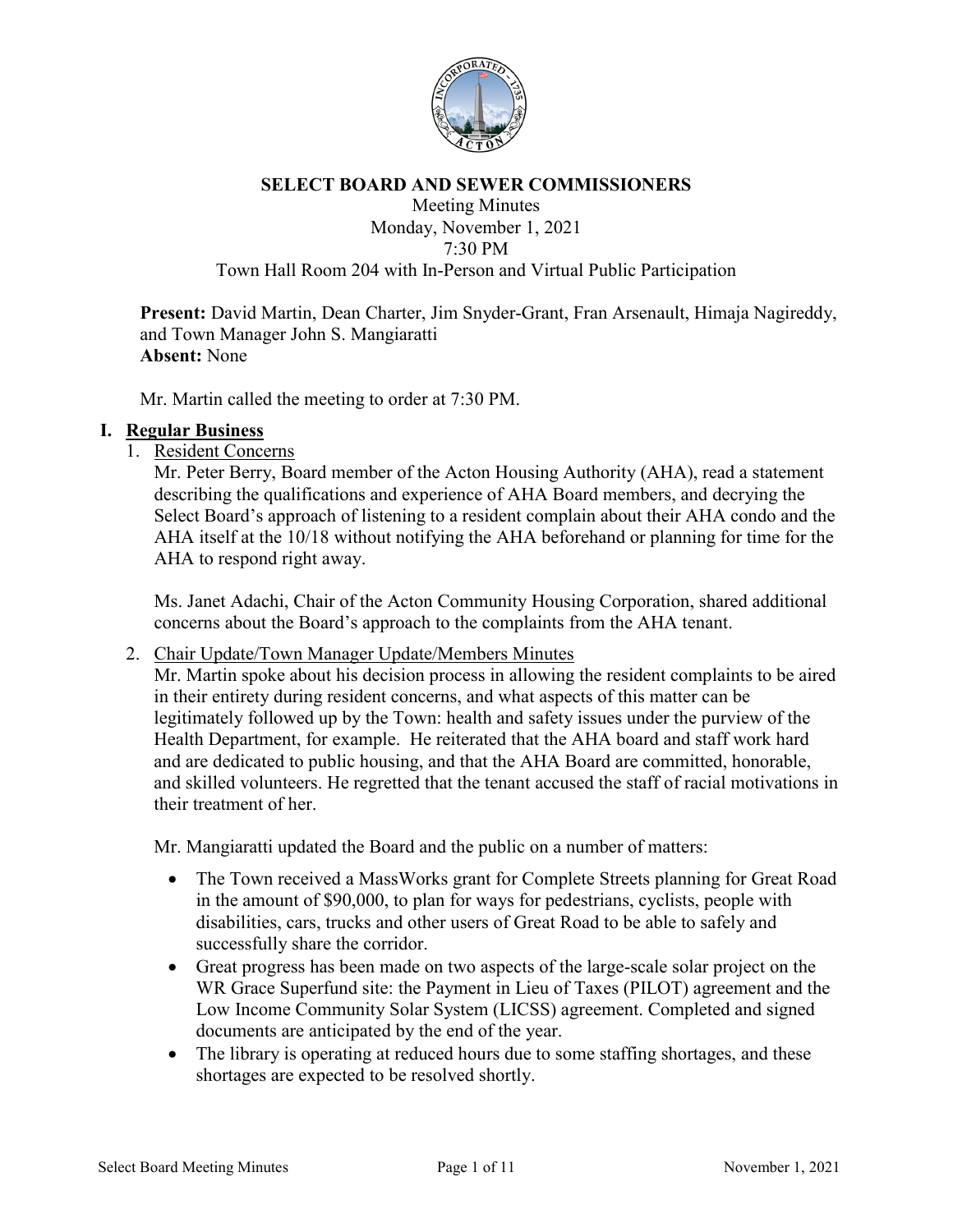# SELECT BOARD AND SEWER COMMISSIONERS

Meeting Minutes
Monday, November 1, 2021
7:30 PM
Town Hall Room 204 with In-Person and Virtual Public Participation

**Present:** David Martin, Dean Charter, Jim Snyder-Grant, Fran Arsenault, Himaja Nagireddy, and Town Manager John S. Mangiaratti
**Absent:** None

Mr. Martin called the meeting to order at 7:30 PM.

## I. Regular Business

1. Resident Concerns

   Mr. Peter Berry, Board member of the Acton Housing Authority (AHA), read a statement describing the qualifications and experience of AHA Board members, and decrying the Select Board's approach of listening to a resident complain about their AHA condo and the AHA itself at the 10/18 without notifying the AHA beforehand or planning for time for the AHA to respond right away.

   Ms. Janet Adachi, Chair of the Acton Community Housing Corporation, shared additional concerns about the Board's approach to the complaints from the AHA tenant.

2. Chair Update/Town Manager Update/Members Minutes

   Mr. Martin spoke about his decision process in allowing the resident complaints to be aired in their entirety during resident concerns, and what aspects of this matter can be legitimately followed up by the Town: health and safety issues under the purview of the Health Department, for example. He reiterated that the AHA board and staff work hard and are dedicated to public housing, and that the AHA Board are committed, honorable, and skilled volunteers. He regretted that the tenant accused the staff of racial motivations in their treatment of her.

   Mr. Mangiaratti updated the Board and the public on a number of matters:

   - The Town received a MassWorks grant for Complete Streets planning for Great Road in the amount of $90,000, to plan for ways for pedestrians, cyclists, people with disabilities, cars, trucks and other users of Great Road to be able to safely and successfully share the corridor.
   - Great progress has been made on two aspects of the large-scale solar project on the WR Grace Superfund site: the Payment in Lieu of Taxes (PILOT) agreement and the Low Income Community Solar System (LICSS) agreement. Completed and signed documents are anticipated by the end of the year.
   - The library is operating at reduced hours due to some staffing shortages, and these shortages are expected to be resolved shortly.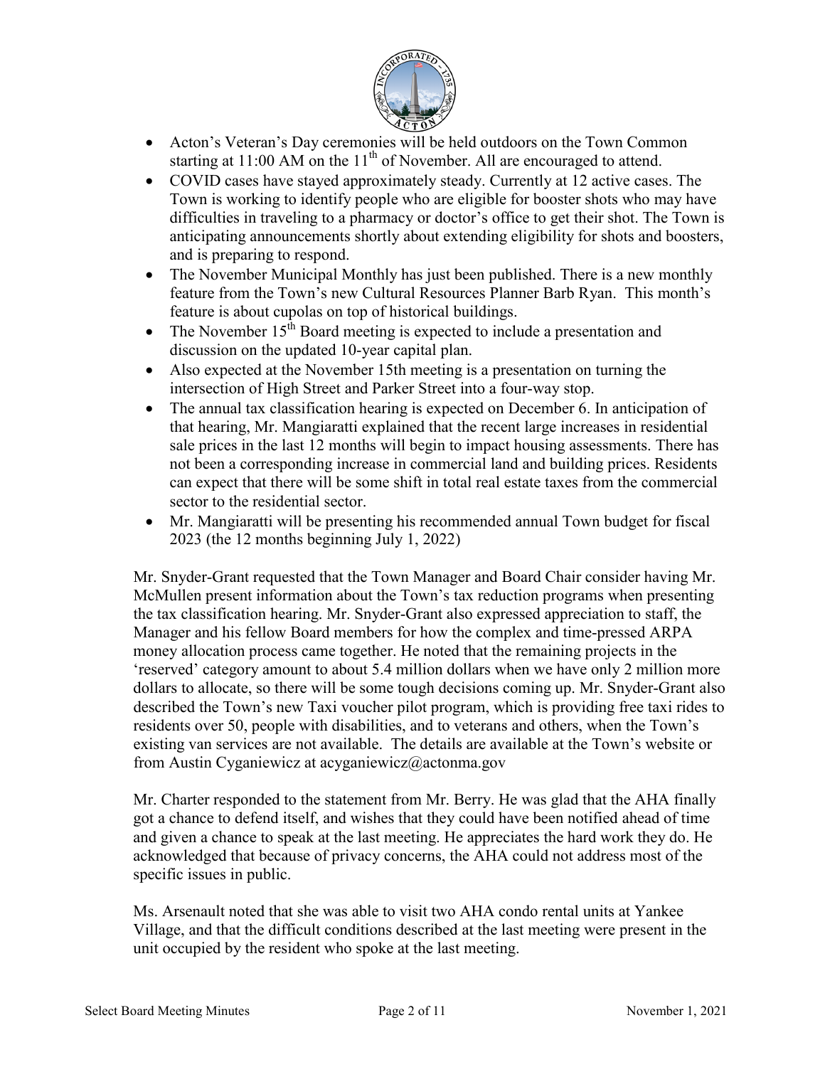- Acton's Veteran's Day ceremonies will be held outdoors on the Town Common starting at 11:00 AM on the 11th of November. All are encouraged to attend.
- COVID cases have stayed approximately steady. Currently at 12 active cases. The Town is working to identify people who are eligible for booster shots who may have difficulties in traveling to a pharmacy or doctor's office to get their shot. The Town is anticipating announcements shortly about extending eligibility for shots and boosters, and is preparing to respond.
- The November Municipal Monthly has just been published. There is a new monthly feature from the Town's new Cultural Resources Planner Barb Ryan. This month's feature is about cupolas on top of historical buildings.
- The November 15th Board meeting is expected to include a presentation and discussion on the updated 10-year capital plan.
- Also expected at the November 15th meeting is a presentation on turning the intersection of High Street and Parker Street into a four-way stop.
- The annual tax classification hearing is expected on December 6. In anticipation of that hearing, Mr. Mangiaratti explained that the recent large increases in residential sale prices in the last 12 months will begin to impact housing assessments. There has not been a corresponding increase in commercial land and building prices. Residents can expect that there will be some shift in total real estate taxes from the commercial sector to the residential sector.
- Mr. Mangiaratti will be presenting his recommended annual Town budget for fiscal 2023 (the 12 months beginning July 1, 2022)

Mr. Snyder-Grant requested that the Town Manager and Board Chair consider having Mr. McMullen present information about the Town's tax reduction programs when presenting the tax classification hearing. Mr. Snyder-Grant also expressed appreciation to staff, the Manager and his fellow Board members for how the complex and time-pressed ARPA money allocation process came together. He noted that the remaining projects in the 'reserved' category amount to about 5.4 million dollars when we have only 2 million more dollars to allocate, so there will be some tough decisions coming up. Mr. Snyder-Grant also described the Town's new Taxi voucher pilot program, which is providing free taxi rides to residents over 50, people with disabilities, and to veterans and others, when the Town's existing van services are not available. The details are available at the Town's website or from Austin Cyganiewicz at acyganiewicz@actonma.gov

Mr. Charter responded to the statement from Mr. Berry. He was glad that the AHA finally got a chance to defend itself, and wishes that they could have been notified ahead of time and given a chance to speak at the last meeting. He appreciates the hard work they do. He acknowledged that because of privacy concerns, the AHA could not address most of the specific issues in public.

Ms. Arsenault noted that she was able to visit two AHA condo rental units at Yankee Village, and that the difficult conditions described at the last meeting were present in the unit occupied by the resident who spoke at the last meeting.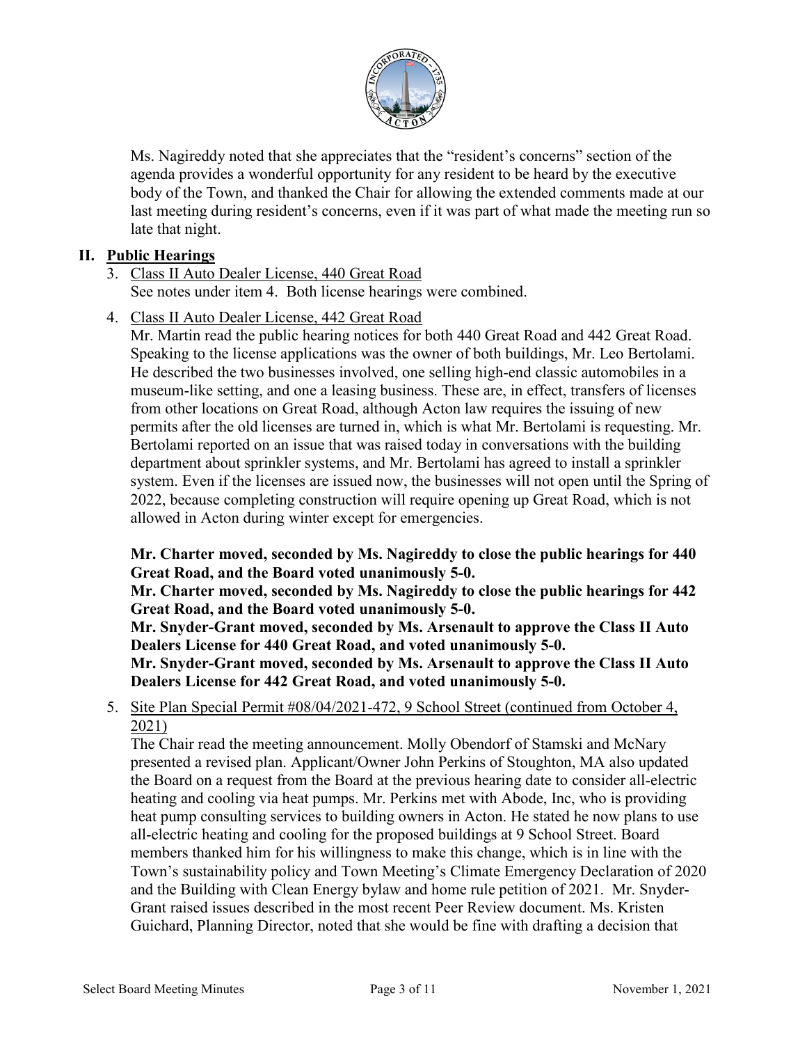Ms. Nagireddy noted that she appreciates that the "resident's concerns" section of the agenda provides a wonderful opportunity for any resident to be heard by the executive body of the Town, and thanked the Chair for allowing the extended comments made at our last meeting during resident's concerns, even if it was part of what made the meeting run so late that night.

## II. Public Hearings

3. Class II Auto Dealer License, 440 Great Road
   See notes under item 4. Both license hearings were combined.

4. Class II Auto Dealer License, 442 Great Road
   Mr. Martin read the public hearing notices for both 440 Great Road and 442 Great Road. Speaking to the license applications was the owner of both buildings, Mr. Leo Bertolami. He described the two businesses involved, one selling high-end classic automobiles in a museum-like setting, and one a leasing business. These are, in effect, transfers of licenses from other locations on Great Road, although Acton law requires the issuing of new permits after the old licenses are turned in, which is what Mr. Bertolami is requesting. Mr. Bertolami reported on an issue that was raised today in conversations with the building department about sprinkler systems, and Mr. Bertolami has agreed to install a sprinkler system. Even if the licenses are issued now, the businesses will not open until the Spring of 2022, because completing construction will require opening up Great Road, which is not allowed in Acton during winter except for emergencies.

   **Mr. Charter moved, seconded by Ms. Nagireddy to close the public hearings for 440 Great Road, and the Board voted unanimously 5-0.**
   **Mr. Charter moved, seconded by Ms. Nagireddy to close the public hearings for 442 Great Road, and the Board voted unanimously 5-0.**
   **Mr. Snyder-Grant moved, seconded by Ms. Arsenault to approve the Class II Auto Dealers License for 440 Great Road, and voted unanimously 5-0.**
   **Mr. Snyder-Grant moved, seconded by Ms. Arsenault to approve the Class II Auto Dealers License for 442 Great Road, and voted unanimously 5-0.**

5. Site Plan Special Permit #08/04/2021-472, 9 School Street (continued from October 4, 2021)
   The Chair read the meeting announcement. Molly Obendorf of Stamski and McNary presented a revised plan. Applicant/Owner John Perkins of Stoughton, MA also updated the Board on a request from the Board at the previous hearing date to consider all-electric heating and cooling via heat pumps. Mr. Perkins met with Abode, Inc, who is providing heat pump consulting services to building owners in Acton. He stated he now plans to use all-electric heating and cooling for the proposed buildings at 9 School Street. Board members thanked him for his willingness to make this change, which is in line with the Town's sustainability policy and Town Meeting's Climate Emergency Declaration of 2020 and the Building with Clean Energy bylaw and home rule petition of 2021. Mr. Snyder-Grant raised issues described in the most recent Peer Review document. Ms. Kristen Guichard, Planning Director, noted that she would be fine with drafting a decision that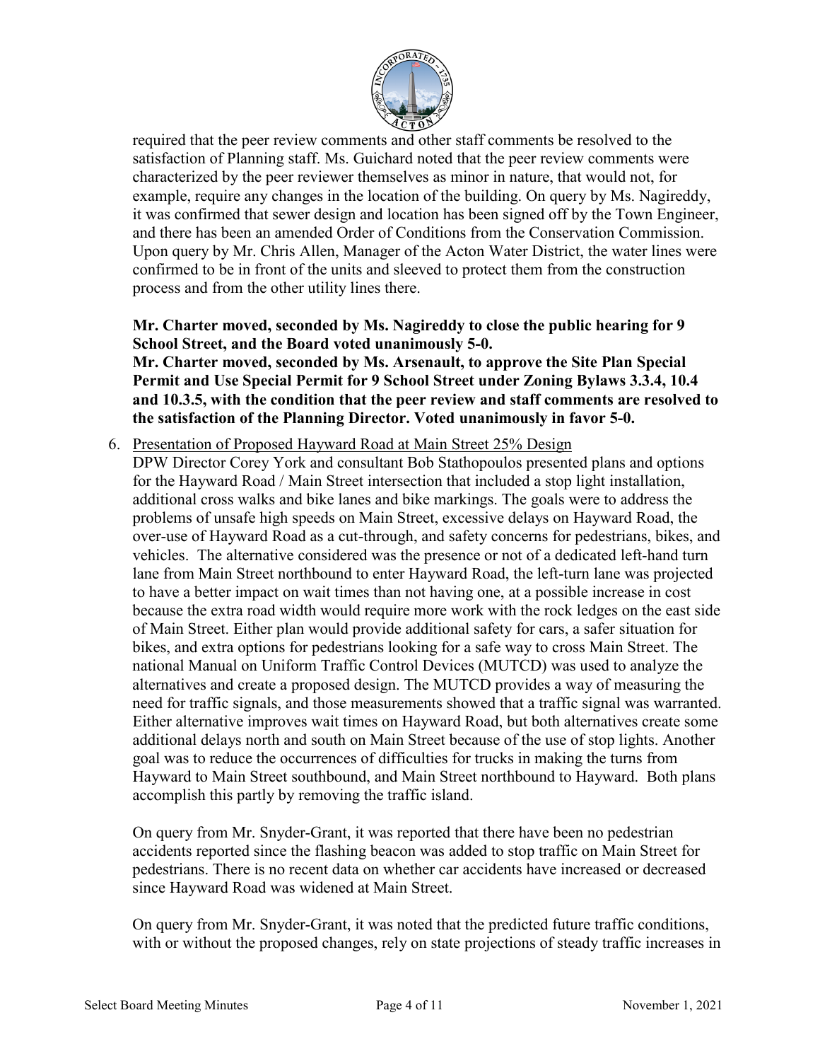required that the peer review comments and other staff comments be resolved to the satisfaction of Planning staff. Ms. Guichard noted that the peer review comments were characterized by the peer reviewer themselves as minor in nature, that would not, for example, require any changes in the location of the building. On query by Ms. Nagireddy, it was confirmed that sewer design and location has been signed off by the Town Engineer, and there has been an amended Order of Conditions from the Conservation Commission. Upon query by Mr. Chris Allen, Manager of the Acton Water District, the water lines were confirmed to be in front of the units and sleeved to protect them from the construction process and from the other utility lines there.

**Mr. Charter moved, seconded by Ms. Nagireddy to close the public hearing for 9 School Street, and the Board voted unanimously 5-0.**
**Mr. Charter moved, seconded by Ms. Arsenault, to approve the Site Plan Special Permit and Use Special Permit for 9 School Street under Zoning Bylaws 3.3.4, 10.4 and 10.3.5, with the condition that the peer review and staff comments are resolved to the satisfaction of the Planning Director. Voted unanimously in favor 5-0.**

6. <u>Presentation of Proposed Hayward Road at Main Street 25% Design</u>
DPW Director Corey York and consultant Bob Stathopoulos presented plans and options for the Hayward Road / Main Street intersection that included a stop light installation, additional cross walks and bike lanes and bike markings. The goals were to address the problems of unsafe high speeds on Main Street, excessive delays on Hayward Road, the over-use of Hayward Road as a cut-through, and safety concerns for pedestrians, bikes, and vehicles. The alternative considered was the presence or not of a dedicated left-hand turn lane from Main Street northbound to enter Hayward Road, the left-turn lane was projected to have a better impact on wait times than not having one, at a possible increase in cost because the extra road width would require more work with the rock ledges on the east side of Main Street. Either plan would provide additional safety for cars, a safer situation for bikes, and extra options for pedestrians looking for a safe way to cross Main Street. The national Manual on Uniform Traffic Control Devices (MUTCD) was used to analyze the alternatives and create a proposed design. The MUTCD provides a way of measuring the need for traffic signals, and those measurements showed that a traffic signal was warranted. Either alternative improves wait times on Hayward Road, but both alternatives create some additional delays north and south on Main Street because of the use of stop lights. Another goal was to reduce the occurrences of difficulties for trucks in making the turns from Hayward to Main Street southbound, and Main Street northbound to Hayward. Both plans accomplish this partly by removing the traffic island.

On query from Mr. Snyder-Grant, it was reported that there have been no pedestrian accidents reported since the flashing beacon was added to stop traffic on Main Street for pedestrians. There is no recent data on whether car accidents have increased or decreased since Hayward Road was widened at Main Street.

On query from Mr. Snyder-Grant, it was noted that the predicted future traffic conditions, with or without the proposed changes, rely on state projections of steady traffic increases in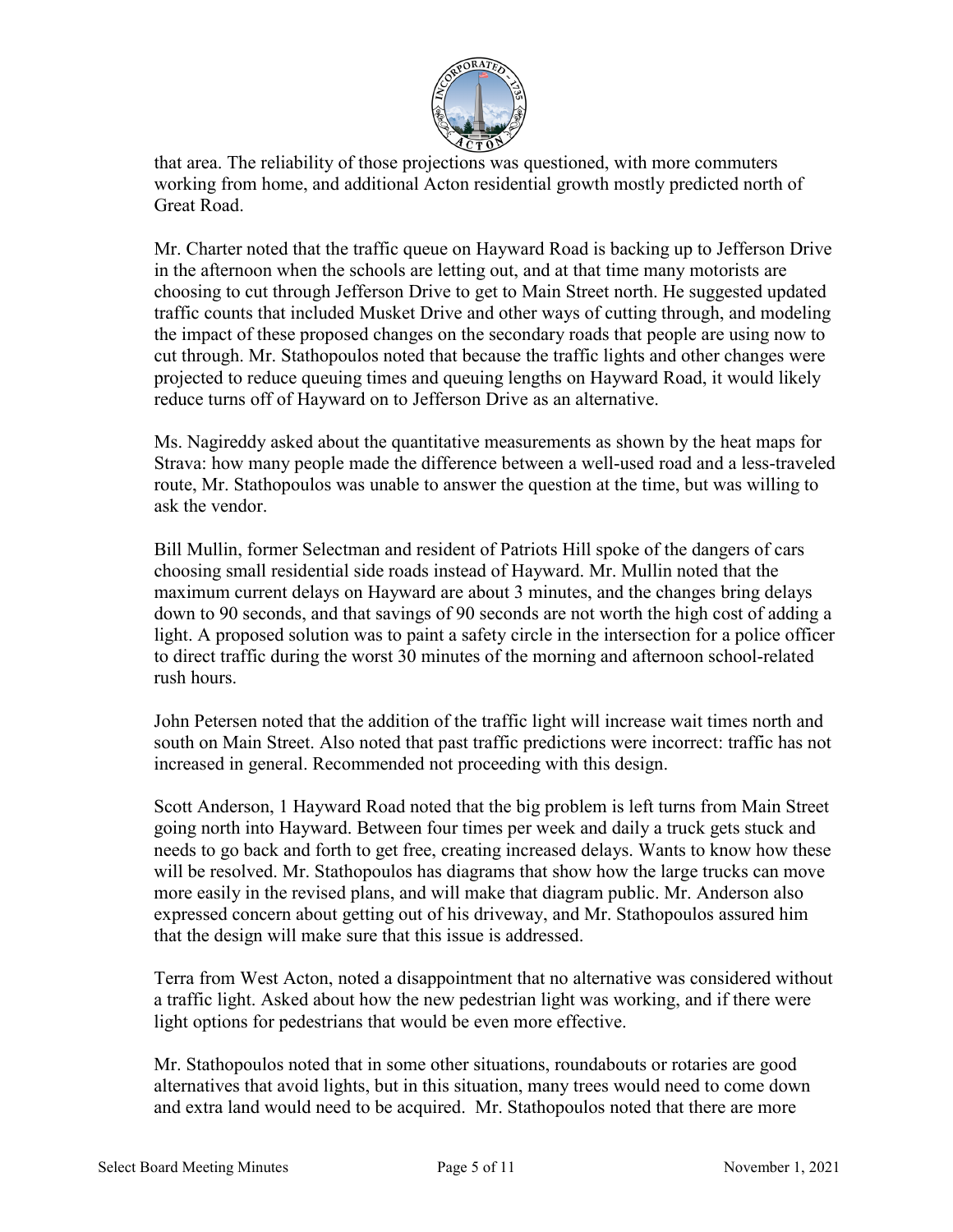that area. The reliability of those projections was questioned, with more commuters working from home, and additional Acton residential growth mostly predicted north of Great Road.

Mr. Charter noted that the traffic queue on Hayward Road is backing up to Jefferson Drive in the afternoon when the schools are letting out, and at that time many motorists are choosing to cut through Jefferson Drive to get to Main Street north. He suggested updated traffic counts that included Musket Drive and other ways of cutting through, and modeling the impact of these proposed changes on the secondary roads that people are using now to cut through. Mr. Stathopoulos noted that because the traffic lights and other changes were projected to reduce queuing times and queuing lengths on Hayward Road, it would likely reduce turns off of Hayward on to Jefferson Drive as an alternative.

Ms. Nagireddy asked about the quantitative measurements as shown by the heat maps for Strava: how many people made the difference between a well-used road and a less-traveled route, Mr. Stathopoulos was unable to answer the question at the time, but was willing to ask the vendor.

Bill Mullin, former Selectman and resident of Patriots Hill spoke of the dangers of cars choosing small residential side roads instead of Hayward. Mr. Mullin noted that the maximum current delays on Hayward are about 3 minutes, and the changes bring delays down to 90 seconds, and that savings of 90 seconds are not worth the high cost of adding a light. A proposed solution was to paint a safety circle in the intersection for a police officer to direct traffic during the worst 30 minutes of the morning and afternoon school-related rush hours.

John Petersen noted that the addition of the traffic light will increase wait times north and south on Main Street. Also noted that past traffic predictions were incorrect: traffic has not increased in general. Recommended not proceeding with this design.

Scott Anderson, 1 Hayward Road noted that the big problem is left turns from Main Street going north into Hayward. Between four times per week and daily a truck gets stuck and needs to go back and forth to get free, creating increased delays. Wants to know how these will be resolved. Mr. Stathopoulos has diagrams that show how the large trucks can move more easily in the revised plans, and will make that diagram public. Mr. Anderson also expressed concern about getting out of his driveway, and Mr. Stathopoulos assured him that the design will make sure that this issue is addressed.

Terra from West Acton, noted a disappointment that no alternative was considered without a traffic light. Asked about how the new pedestrian light was working, and if there were light options for pedestrians that would be even more effective.

Mr. Stathopoulos noted that in some other situations, roundabouts or rotaries are good alternatives that avoid lights, but in this situation, many trees would need to come down and extra land would need to be acquired. Mr. Stathopoulos noted that there are more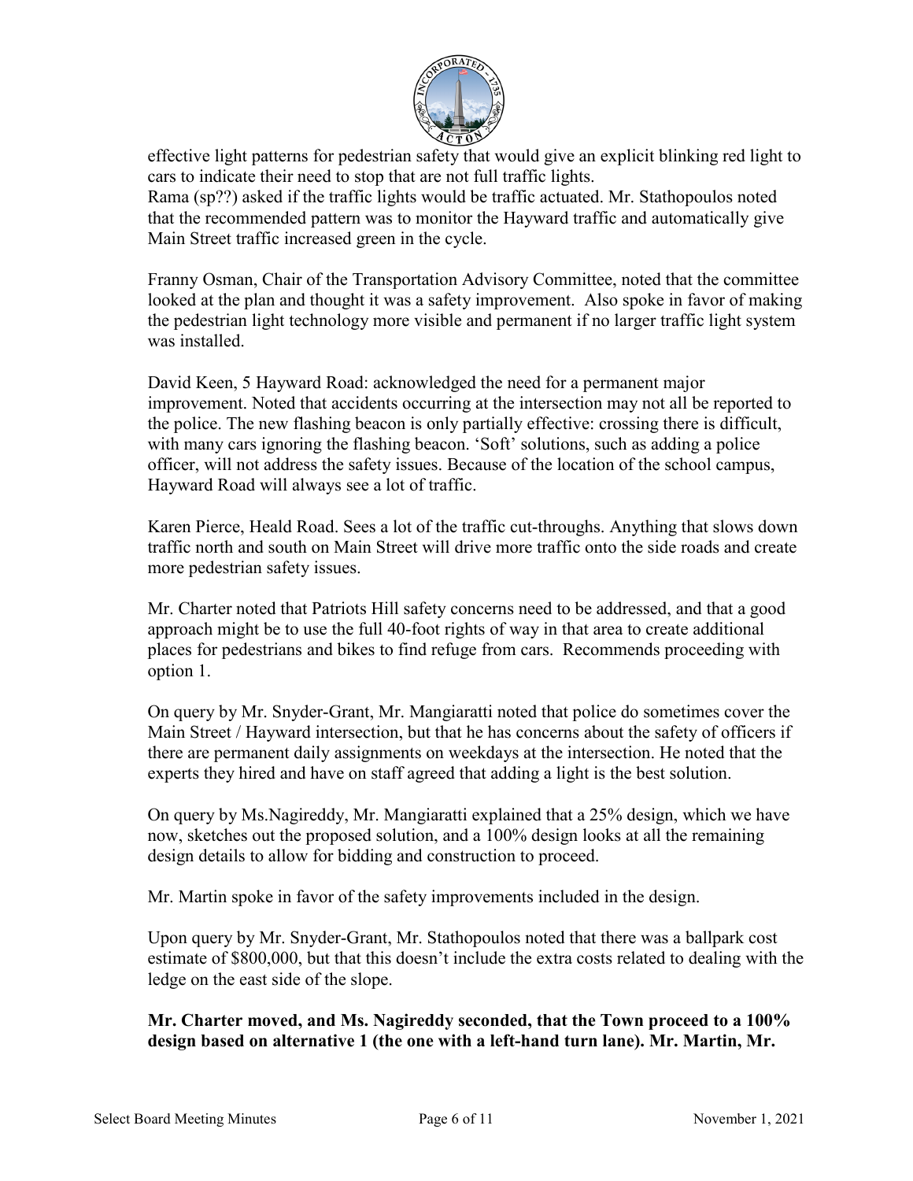effective light patterns for pedestrian safety that would give an explicit blinking red light to cars to indicate their need to stop that are not full traffic lights.
Rama (sp??) asked if the traffic lights would be traffic actuated. Mr. Stathopoulos noted that the recommended pattern was to monitor the Hayward traffic and automatically give Main Street traffic increased green in the cycle.

Franny Osman, Chair of the Transportation Advisory Committee, noted that the committee looked at the plan and thought it was a safety improvement. Also spoke in favor of making the pedestrian light technology more visible and permanent if no larger traffic light system was installed.

David Keen, 5 Hayward Road: acknowledged the need for a permanent major improvement. Noted that accidents occurring at the intersection may not all be reported to the police. The new flashing beacon is only partially effective: crossing there is difficult, with many cars ignoring the flashing beacon. 'Soft' solutions, such as adding a police officer, will not address the safety issues. Because of the location of the school campus, Hayward Road will always see a lot of traffic.

Karen Pierce, Heald Road. Sees a lot of the traffic cut-throughs. Anything that slows down traffic north and south on Main Street will drive more traffic onto the side roads and create more pedestrian safety issues.

Mr. Charter noted that Patriots Hill safety concerns need to be addressed, and that a good approach might be to use the full 40-foot rights of way in that area to create additional places for pedestrians and bikes to find refuge from cars. Recommends proceeding with option 1.

On query by Mr. Snyder-Grant, Mr. Mangiaratti noted that police do sometimes cover the Main Street / Hayward intersection, but that he has concerns about the safety of officers if there are permanent daily assignments on weekdays at the intersection. He noted that the experts they hired and have on staff agreed that adding a light is the best solution.

On query by Ms.Nagireddy, Mr. Mangiaratti explained that a 25% design, which we have now, sketches out the proposed solution, and a 100% design looks at all the remaining design details to allow for bidding and construction to proceed.

Mr. Martin spoke in favor of the safety improvements included in the design.

Upon query by Mr. Snyder-Grant, Mr. Stathopoulos noted that there was a ballpark cost estimate of $800,000, but that this doesn't include the extra costs related to dealing with the ledge on the east side of the slope.

**Mr. Charter moved, and Ms. Nagireddy seconded, that the Town proceed to a 100% design based on alternative 1 (the one with a left-hand turn lane). Mr. Martin, Mr.**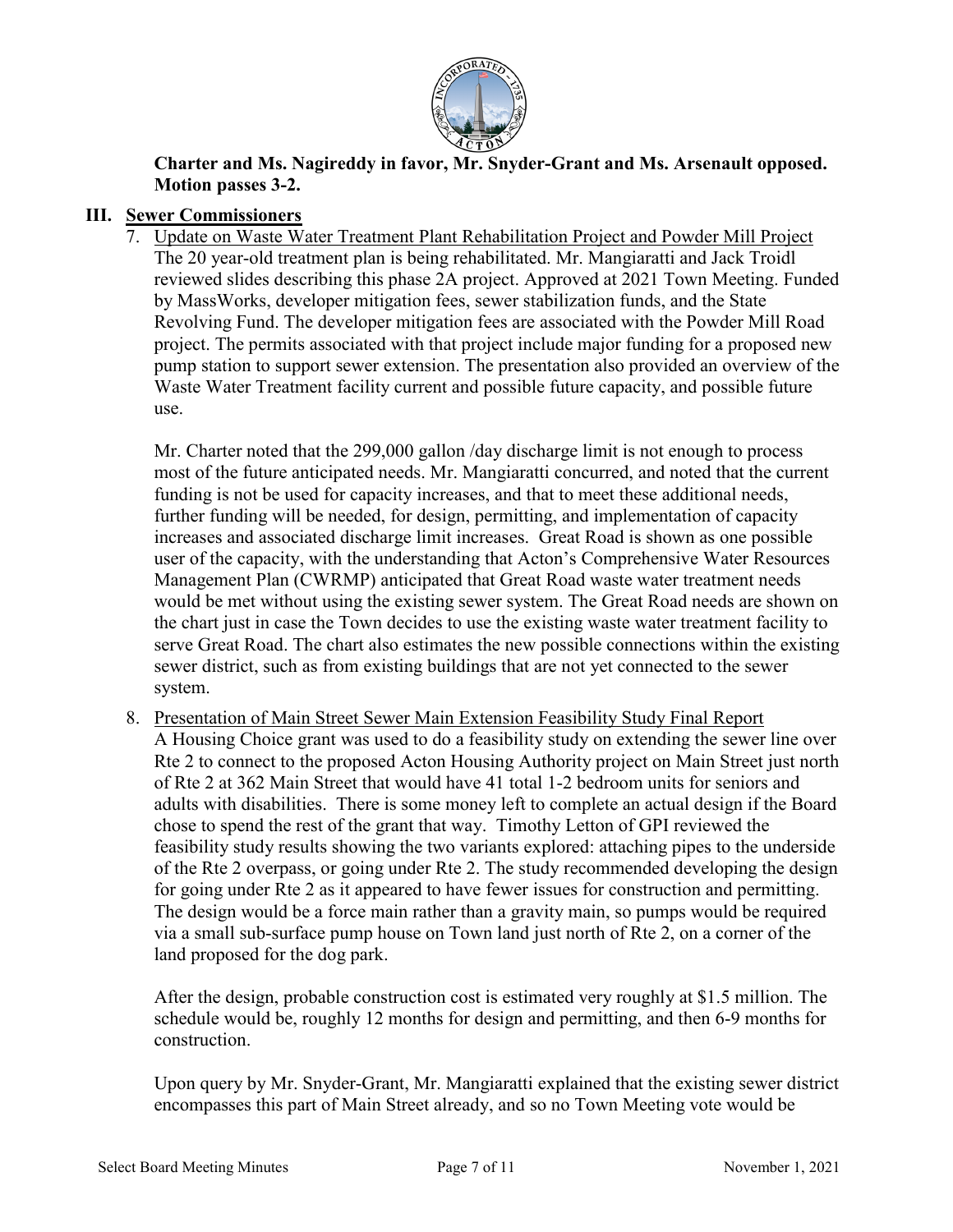**Charter and Ms. Nagireddy in favor, Mr. Snyder-Grant and Ms. Arsenault opposed. Motion passes 3-2.**

## III. Sewer Commissioners

7. Update on Waste Water Treatment Plant Rehabilitation Project and Powder Mill Project
   The 20 year-old treatment plan is being rehabilitated. Mr. Mangiaratti and Jack Troidl reviewed slides describing this phase 2A project. Approved at 2021 Town Meeting. Funded by MassWorks, developer mitigation fees, sewer stabilization funds, and the State Revolving Fund. The developer mitigation fees are associated with the Powder Mill Road project. The permits associated with that project include major funding for a proposed new pump station to support sewer extension. The presentation also provided an overview of the Waste Water Treatment facility current and possible future capacity, and possible future use.

   Mr. Charter noted that the 299,000 gallon /day discharge limit is not enough to process most of the future anticipated needs. Mr. Mangiaratti concurred, and noted that the current funding is not be used for capacity increases, and that to meet these additional needs, further funding will be needed, for design, permitting, and implementation of capacity increases and associated discharge limit increases. Great Road is shown as one possible user of the capacity, with the understanding that Acton's Comprehensive Water Resources Management Plan (CWRMP) anticipated that Great Road waste water treatment needs would be met without using the existing sewer system. The Great Road needs are shown on the chart just in case the Town decides to use the existing waste water treatment facility to serve Great Road. The chart also estimates the new possible connections within the existing sewer district, such as from existing buildings that are not yet connected to the sewer system.

8. Presentation of Main Street Sewer Main Extension Feasibility Study Final Report
   A Housing Choice grant was used to do a feasibility study on extending the sewer line over Rte 2 to connect to the proposed Acton Housing Authority project on Main Street just north of Rte 2 at 362 Main Street that would have 41 total 1-2 bedroom units for seniors and adults with disabilities. There is some money left to complete an actual design if the Board chose to spend the rest of the grant that way. Timothy Letton of GPI reviewed the feasibility study results showing the two variants explored: attaching pipes to the underside of the Rte 2 overpass, or going under Rte 2. The study recommended developing the design for going under Rte 2 as it appeared to have fewer issues for construction and permitting. The design would be a force main rather than a gravity main, so pumps would be required via a small sub-surface pump house on Town land just north of Rte 2, on a corner of the land proposed for the dog park.

   After the design, probable construction cost is estimated very roughly at $1.5 million. The schedule would be, roughly 12 months for design and permitting, and then 6-9 months for construction.

   Upon query by Mr. Snyder-Grant, Mr. Mangiaratti explained that the existing sewer district encompasses this part of Main Street already, and so no Town Meeting vote would be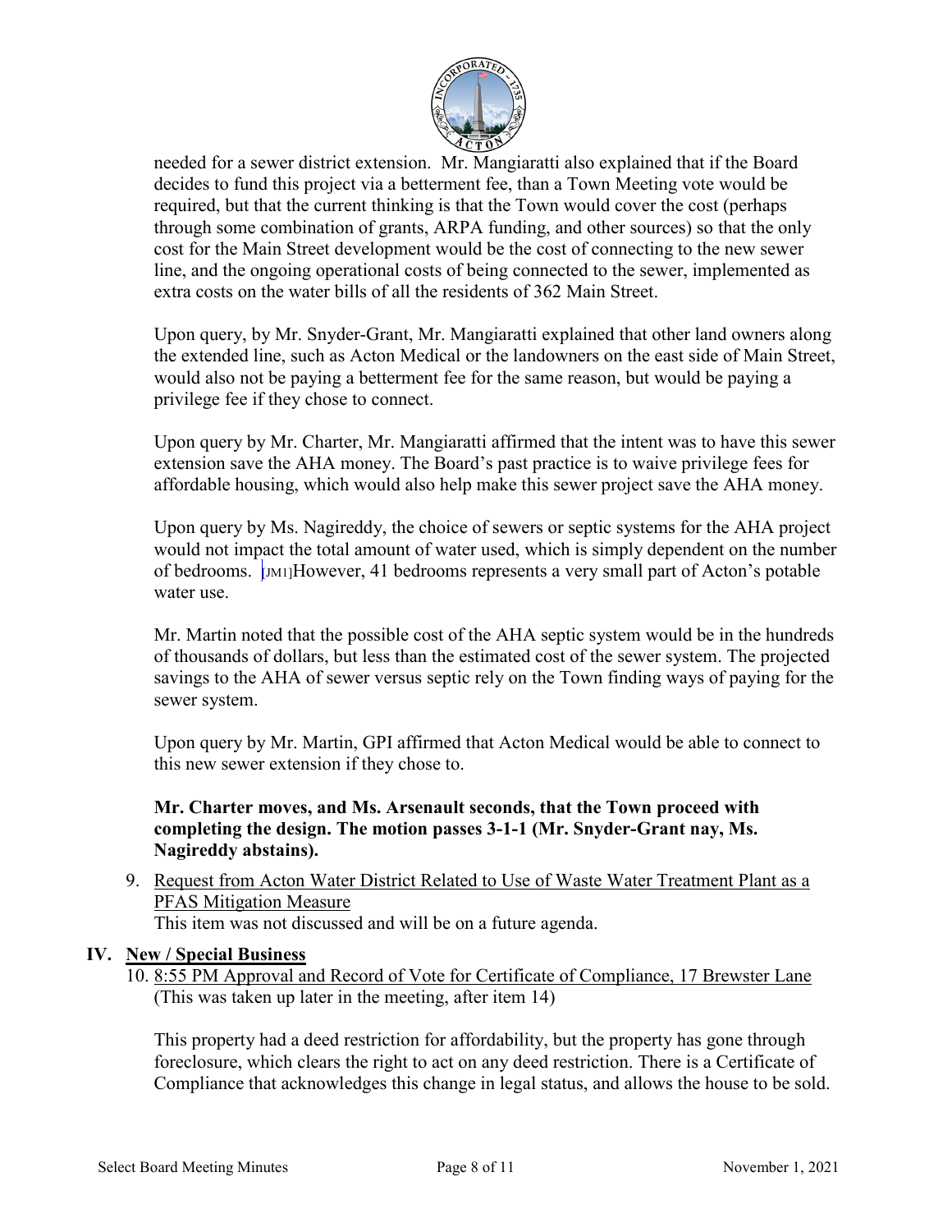needed for a sewer district extension. Mr. Mangiaratti also explained that if the Board decides to fund this project via a betterment fee, than a Town Meeting vote would be required, but that the current thinking is that the Town would cover the cost (perhaps through some combination of grants, ARPA funding, and other sources) so that the only cost for the Main Street development would be the cost of connecting to the new sewer line, and the ongoing operational costs of being connected to the sewer, implemented as extra costs on the water bills of all the residents of 362 Main Street.

Upon query, by Mr. Snyder-Grant, Mr. Mangiaratti explained that other land owners along the extended line, such as Acton Medical or the landowners on the east side of Main Street, would also not be paying a betterment fee for the same reason, but would be paying a privilege fee if they chose to connect.

Upon query by Mr. Charter, Mr. Mangiaratti affirmed that the intent was to have this sewer extension save the AHA money. The Board's past practice is to waive privilege fees for affordable housing, which would also help make this sewer project save the AHA money.

Upon query by Ms. Nagireddy, the choice of sewers or septic systems for the AHA project would not impact the total amount of water used, which is simply dependent on the number of bedrooms. [JM1]However, 41 bedrooms represents a very small part of Acton's potable water use.

Mr. Martin noted that the possible cost of the AHA septic system would be in the hundreds of thousands of dollars, but less than the estimated cost of the sewer system. The projected savings to the AHA of sewer versus septic rely on the Town finding ways of paying for the sewer system.

Upon query by Mr. Martin, GPI affirmed that Acton Medical would be able to connect to this new sewer extension if they chose to.

**Mr. Charter moves, and Ms. Arsenault seconds, that the Town proceed with completing the design. The motion passes 3-1-1 (Mr. Snyder-Grant nay, Ms. Nagireddy abstains).**

9. Request from Acton Water District Related to Use of Waste Water Treatment Plant as a PFAS Mitigation Measure
   This item was not discussed and will be on a future agenda.

## IV. New / Special Business

10. 8:55 PM Approval and Record of Vote for Certificate of Compliance, 17 Brewster Lane (This was taken up later in the meeting, after item 14)

    This property had a deed restriction for affordability, but the property has gone through foreclosure, which clears the right to act on any deed restriction. There is a Certificate of Compliance that acknowledges this change in legal status, and allows the house to be sold.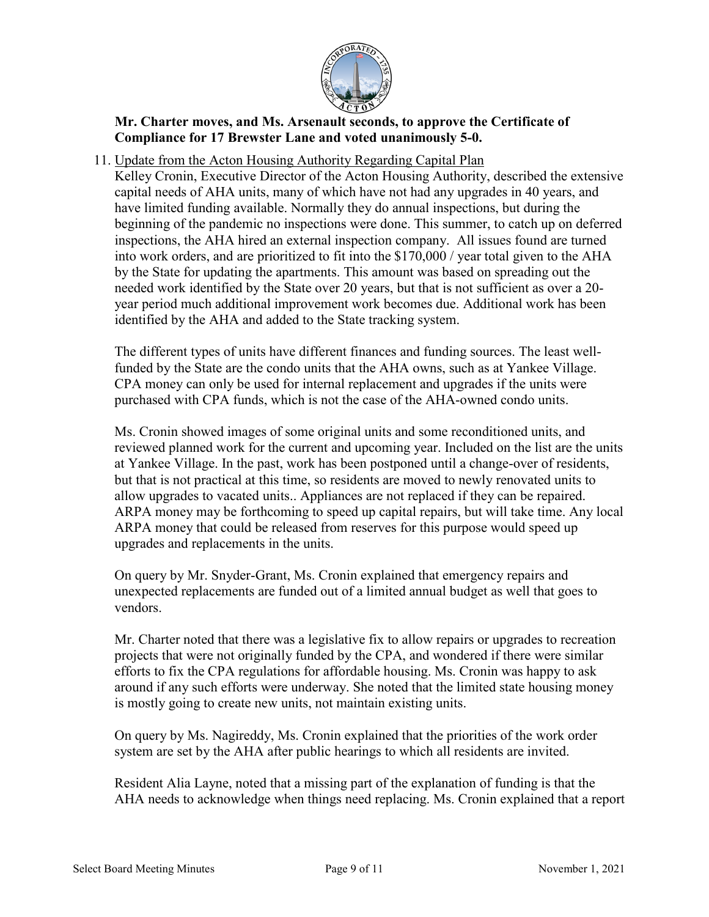**Mr. Charter moves, and Ms. Arsenault seconds, to approve the Certificate of Compliance for 17 Brewster Lane and voted unanimously 5-0.**

11. Update from the Acton Housing Authority Regarding Capital Plan

Kelley Cronin, Executive Director of the Acton Housing Authority, described the extensive capital needs of AHA units, many of which have not had any upgrades in 40 years, and have limited funding available. Normally they do annual inspections, but during the beginning of the pandemic no inspections were done. This summer, to catch up on deferred inspections, the AHA hired an external inspection company. All issues found are turned into work orders, and are prioritized to fit into the $170,000 / year total given to the AHA by the State for updating the apartments. This amount was based on spreading out the needed work identified by the State over 20 years, but that is not sufficient as over a 20-year period much additional improvement work becomes due. Additional work has been identified by the AHA and added to the State tracking system.

The different types of units have different finances and funding sources. The least well-funded by the State are the condo units that the AHA owns, such as at Yankee Village. CPA money can only be used for internal replacement and upgrades if the units were purchased with CPA funds, which is not the case of the AHA-owned condo units.

Ms. Cronin showed images of some original units and some reconditioned units, and reviewed planned work for the current and upcoming year. Included on the list are the units at Yankee Village. In the past, work has been postponed until a change-over of residents, but that is not practical at this time, so residents are moved to newly renovated units to allow upgrades to vacated units.. Appliances are not replaced if they can be repaired. ARPA money may be forthcoming to speed up capital repairs, but will take time. Any local ARPA money that could be released from reserves for this purpose would speed up upgrades and replacements in the units.

On query by Mr. Snyder-Grant, Ms. Cronin explained that emergency repairs and unexpected replacements are funded out of a limited annual budget as well that goes to vendors.

Mr. Charter noted that there was a legislative fix to allow repairs or upgrades to recreation projects that were not originally funded by the CPA, and wondered if there were similar efforts to fix the CPA regulations for affordable housing. Ms. Cronin was happy to ask around if any such efforts were underway. She noted that the limited state housing money is mostly going to create new units, not maintain existing units.

On query by Ms. Nagireddy, Ms. Cronin explained that the priorities of the work order system are set by the AHA after public hearings to which all residents are invited.

Resident Alia Layne, noted that a missing part of the explanation of funding is that the AHA needs to acknowledge when things need replacing. Ms. Cronin explained that a report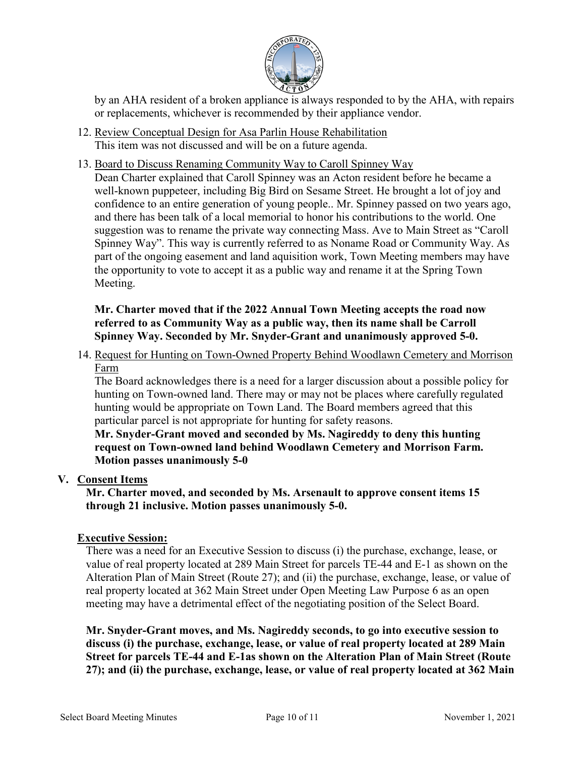by an AHA resident of a broken appliance is always responded to by the AHA, with repairs or replacements, whichever is recommended by their appliance vendor.

12. Review Conceptual Design for Asa Parlin House Rehabilitation
    This item was not discussed and will be on a future agenda.

13. Board to Discuss Renaming Community Way to Caroll Spinney Way
    Dean Charter explained that Caroll Spinney was an Acton resident before he became a well-known puppeteer, including Big Bird on Sesame Street. He brought a lot of joy and confidence to an entire generation of young people.. Mr. Spinney passed on two years ago, and there has been talk of a local memorial to honor his contributions to the world. One suggestion was to rename the private way connecting Mass. Ave to Main Street as "Caroll Spinney Way". This way is currently referred to as Noname Road or Community Way. As part of the ongoing easement and land aquisition work, Town Meeting members may have the opportunity to vote to accept it as a public way and rename it at the Spring Town Meeting.

    **Mr. Charter moved that if the 2022 Annual Town Meeting accepts the road now referred to as Community Way as a public way, then its name shall be Carroll Spinney Way. Seconded by Mr. Snyder-Grant and unanimously approved 5-0.**

14. Request for Hunting on Town-Owned Property Behind Woodlawn Cemetery and Morrison Farm
    The Board acknowledges there is a need for a larger discussion about a possible policy for hunting on Town-owned land. There may or may not be places where carefully regulated hunting would be appropriate on Town Land. The Board members agreed that this particular parcel is not appropriate for hunting for safety reasons.
    **Mr. Snyder-Grant moved and seconded by Ms. Nagireddy to deny this hunting request on Town-owned land behind Woodlawn Cemetery and Morrison Farm. Motion passes unanimously 5-0**

## V. Consent Items

**Mr. Charter moved, and seconded by Ms. Arsenault to approve consent items 15 through 21 inclusive. Motion passes unanimously 5-0.**

### Executive Session:

There was a need for an Executive Session to discuss (i) the purchase, exchange, lease, or value of real property located at 289 Main Street for parcels TE-44 and E-1 as shown on the Alteration Plan of Main Street (Route 27); and (ii) the purchase, exchange, lease, or value of real property located at 362 Main Street under Open Meeting Law Purpose 6 as an open meeting may have a detrimental effect of the negotiating position of the Select Board.

**Mr. Snyder-Grant moves, and Ms. Nagireddy seconds, to go into executive session to discuss (i) the purchase, exchange, lease, or value of real property located at 289 Main Street for parcels TE-44 and E-1as shown on the Alteration Plan of Main Street (Route 27); and (ii) the purchase, exchange, lease, or value of real property located at 362 Main**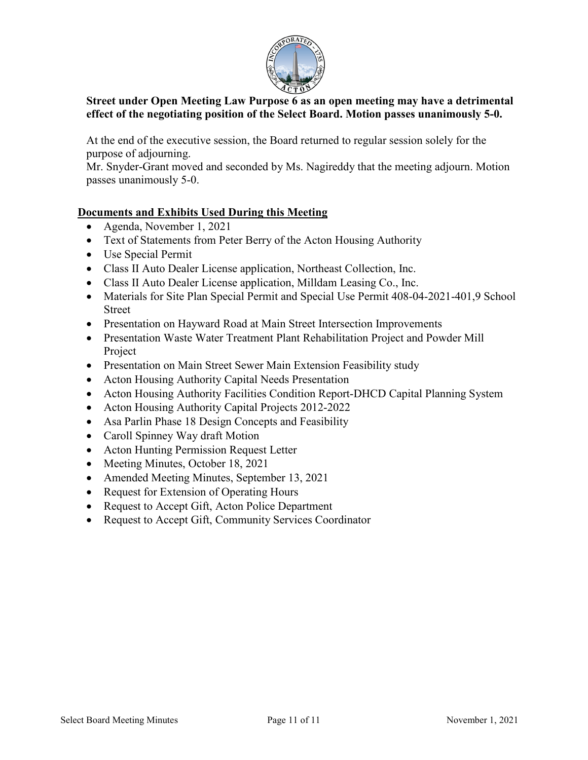**Street under Open Meeting Law Purpose 6 as an open meeting may have a detrimental effect of the negotiating position of the Select Board. Motion passes unanimously 5-0.**

At the end of the executive session, the Board returned to regular session solely for the purpose of adjourning.
Mr. Snyder-Grant moved and seconded by Ms. Nagireddy that the meeting adjourn. Motion passes unanimously 5-0.

**<u>Documents and Exhibits Used During this Meeting</u>**

- Agenda, November 1, 2021
- Text of Statements from Peter Berry of the Acton Housing Authority
- Use Special Permit
- Class II Auto Dealer License application, Northeast Collection, Inc.
- Class II Auto Dealer License application, Milldam Leasing Co., Inc.
- Materials for Site Plan Special Permit and Special Use Permit 408-04-2021-401,9 School Street
- Presentation on Hayward Road at Main Street Intersection Improvements
- Presentation Waste Water Treatment Plant Rehabilitation Project and Powder Mill Project
- Presentation on Main Street Sewer Main Extension Feasibility study
- Acton Housing Authority Capital Needs Presentation
- Acton Housing Authority Facilities Condition Report-DHCD Capital Planning System
- Acton Housing Authority Capital Projects 2012-2022
- Asa Parlin Phase 18 Design Concepts and Feasibility
- Caroll Spinney Way draft Motion
- Acton Hunting Permission Request Letter
- Meeting Minutes, October 18, 2021
- Amended Meeting Minutes, September 13, 2021
- Request for Extension of Operating Hours
- Request to Accept Gift, Acton Police Department
- Request to Accept Gift, Community Services Coordinator